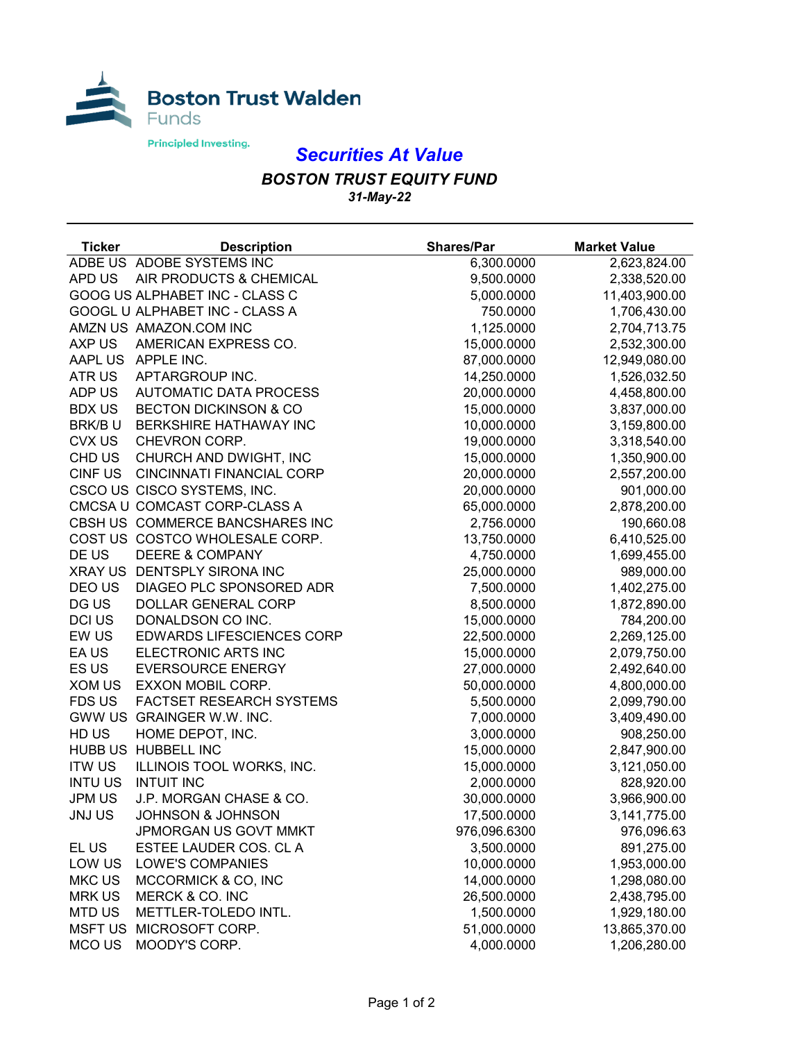Boston Trust Walden Funds

Principled Investing.

# Securities At Value

## BOSTON TRUST EQUITY FUND

**31-May-22**

| Ticker | Description | Shares/Par | Market Value |
|---|---|---|---|
| ADBE US | ADOBE SYSTEMS INC | 6,300.0000 | 2,623,824.00 |
| APD US | AIR PRODUCTS & CHEMICAL | 9,500.0000 | 2,338,520.00 |
| GOOG US | ALPHABET INC - CLASS C | 5,000.0000 | 11,403,900.00 |
| GOOGL U | ALPHABET INC - CLASS A | 750.0000 | 1,706,430.00 |
| AMZN US | AMAZON.COM INC | 1,125.0000 | 2,704,713.75 |
| AXP US | AMERICAN EXPRESS CO. | 15,000.0000 | 2,532,300.00 |
| AAPL US | APPLE INC. | 87,000.0000 | 12,949,080.00 |
| ATR US | APTARGROUP INC. | 14,250.0000 | 1,526,032.50 |
| ADP US | AUTOMATIC DATA PROCESS | 20,000.0000 | 4,458,800.00 |
| BDX US | BECTON DICKINSON & CO | 15,000.0000 | 3,837,000.00 |
| BRK/B U | BERKSHIRE HATHAWAY INC | 10,000.0000 | 3,159,800.00 |
| CVX US | CHEVRON CORP. | 19,000.0000 | 3,318,540.00 |
| CHD US | CHURCH AND DWIGHT, INC | 15,000.0000 | 1,350,900.00 |
| CINF US | CINCINNATI FINANCIAL CORP | 20,000.0000 | 2,557,200.00 |
| CSCO US | CISCO SYSTEMS, INC. | 20,000.0000 | 901,000.00 |
| CMCSA U | COMCAST CORP-CLASS A | 65,000.0000 | 2,878,200.00 |
| CBSH US | COMMERCE BANCSHARES INC | 2,756.0000 | 190,660.08 |
| COST US | COSTCO WHOLESALE CORP. | 13,750.0000 | 6,410,525.00 |
| DE US | DEERE & COMPANY | 4,750.0000 | 1,699,455.00 |
| XRAY US | DENTSPLY SIRONA INC | 25,000.0000 | 989,000.00 |
| DEO US | DIAGEO PLC SPONSORED ADR | 7,500.0000 | 1,402,275.00 |
| DG US | DOLLAR GENERAL CORP | 8,500.0000 | 1,872,890.00 |
| DCI US | DONALDSON CO INC. | 15,000.0000 | 784,200.00 |
| EW US | EDWARDS LIFESCIENCES CORP | 22,500.0000 | 2,269,125.00 |
| EA US | ELECTRONIC ARTS INC | 15,000.0000 | 2,079,750.00 |
| ES US | EVERSOURCE ENERGY | 27,000.0000 | 2,492,640.00 |
| XOM US | EXXON MOBIL CORP. | 50,000.0000 | 4,800,000.00 |
| FDS US | FACTSET RESEARCH SYSTEMS | 5,500.0000 | 2,099,790.00 |
| GWW US | GRAINGER W.W. INC. | 7,000.0000 | 3,409,490.00 |
| HD US | HOME DEPOT, INC. | 3,000.0000 | 908,250.00 |
| HUBB US | HUBBELL INC | 15,000.0000 | 2,847,900.00 |
| ITW US | ILLINOIS TOOL WORKS, INC. | 15,000.0000 | 3,121,050.00 |
| INTU US | INTUIT INC | 2,000.0000 | 828,920.00 |
| JPM US | J.P. MORGAN CHASE & CO. | 30,000.0000 | 3,966,900.00 |
| JNJ US | JOHNSON & JOHNSON | 17,500.0000 | 3,141,775.00 |
| | JPMORGAN US GOVT MMKT | 976,096.6300 | 976,096.63 |
| EL US | ESTEE LAUDER COS. CL A | 3,500.0000 | 891,275.00 |
| LOW US | LOWE'S COMPANIES | 10,000.0000 | 1,953,000.00 |
| MKC US | MCCORMICK & CO, INC | 14,000.0000 | 1,298,080.00 |
| MRK US | MERCK & CO. INC | 26,500.0000 | 2,438,795.00 |
| MTD US | METTLER-TOLEDO INTL. | 1,500.0000 | 1,929,180.00 |
| MSFT US | MICROSOFT CORP. | 51,000.0000 | 13,865,370.00 |
| MCO US | MOODY'S CORP. | 4,000.0000 | 1,206,280.00 |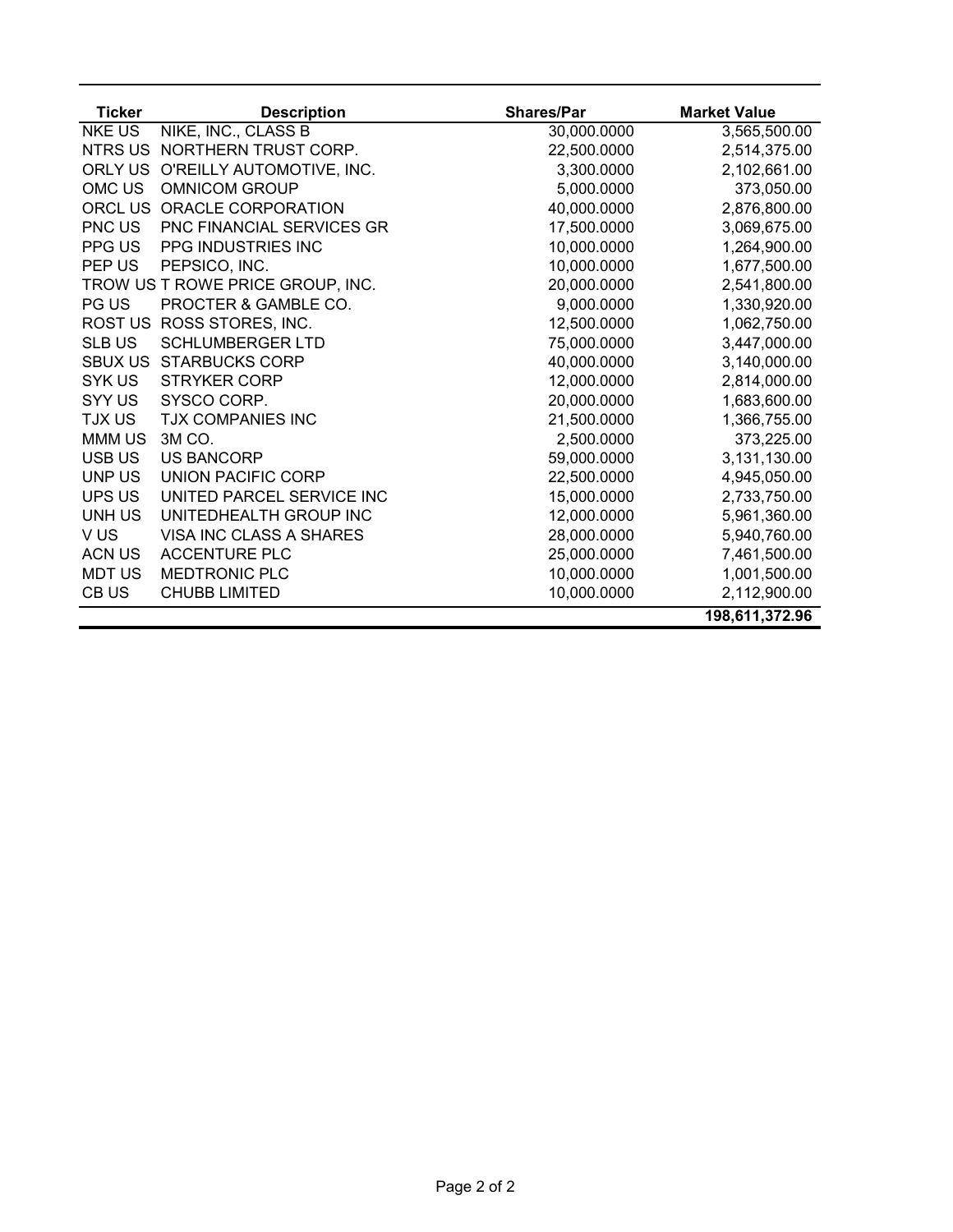| Ticker | Description | Shares/Par | Market Value |
|---|---|---|---|
| NKE US | NIKE, INC., CLASS B | 30,000.0000 | 3,565,500.00 |
| NTRS US | NORTHERN TRUST CORP. | 22,500.0000 | 2,514,375.00 |
| ORLY US | O'REILLY AUTOMOTIVE, INC. | 3,300.0000 | 2,102,661.00 |
| OMC US | OMNICOM GROUP | 5,000.0000 | 373,050.00 |
| ORCL US | ORACLE CORPORATION | 40,000.0000 | 2,876,800.00 |
| PNC US | PNC FINANCIAL SERVICES GR | 17,500.0000 | 3,069,675.00 |
| PPG US | PPG INDUSTRIES INC | 10,000.0000 | 1,264,900.00 |
| PEP US | PEPSICO, INC. | 10,000.0000 | 1,677,500.00 |
| TROW US | T ROWE PRICE GROUP, INC. | 20,000.0000 | 2,541,800.00 |
| PG US | PROCTER & GAMBLE CO. | 9,000.0000 | 1,330,920.00 |
| ROST US | ROSS STORES, INC. | 12,500.0000 | 1,062,750.00 |
| SLB US | SCHLUMBERGER LTD | 75,000.0000 | 3,447,000.00 |
| SBUX US | STARBUCKS CORP | 40,000.0000 | 3,140,000.00 |
| SYK US | STRYKER CORP | 12,000.0000 | 2,814,000.00 |
| SYY US | SYSCO CORP. | 20,000.0000 | 1,683,600.00 |
| TJX US | TJX COMPANIES INC | 21,500.0000 | 1,366,755.00 |
| MMM US | 3M CO. | 2,500.0000 | 373,225.00 |
| USB US | US BANCORP | 59,000.0000 | 3,131,130.00 |
| UNP US | UNION PACIFIC CORP | 22,500.0000 | 4,945,050.00 |
| UPS US | UNITED PARCEL SERVICE INC | 15,000.0000 | 2,733,750.00 |
| UNH US | UNITEDHEALTH GROUP INC | 12,000.0000 | 5,961,360.00 |
| V US | VISA INC CLASS A SHARES | 28,000.0000 | 5,940,760.00 |
| ACN US | ACCENTURE PLC | 25,000.0000 | 7,461,500.00 |
| MDT US | MEDTRONIC PLC | 10,000.0000 | 1,001,500.00 |
| CB US | CHUBB LIMITED | 10,000.0000 | 2,112,900.00 |
| | | | **198,611,372.96** |